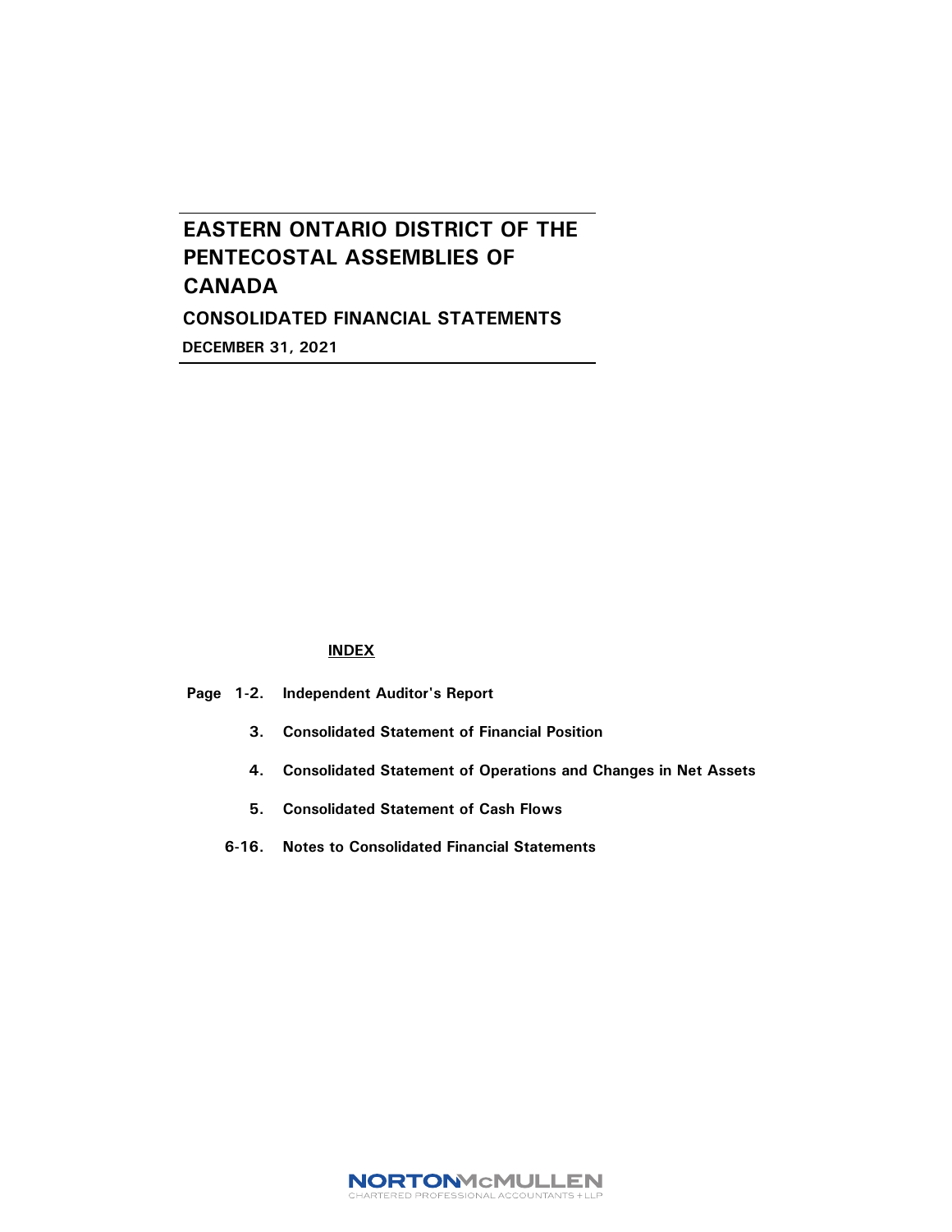# EASTERN ONTARIO DISTRICT OF THE PENTECOSTAL ASSEMBLIES OF CANADA

## CONSOLIDATED FINANCIAL STATEMENTS

**DECEMBER 31, 2021**

**INDEX**

| | |
|---|---|
| **Page 1-2.** | **Independent Auditor's Report** |
| **3.** | **Consolidated Statement of Financial Position** |
| **4.** | **Consolidated Statement of Operations and Changes in Net Assets** |
| **5.** | **Consolidated Statement of Cash Flows** |
| **6-16.** | **Notes to Consolidated Financial Statements** |

NORTON McMULLEN
CHARTERED PROFESSIONAL ACCOUNTANTS LLP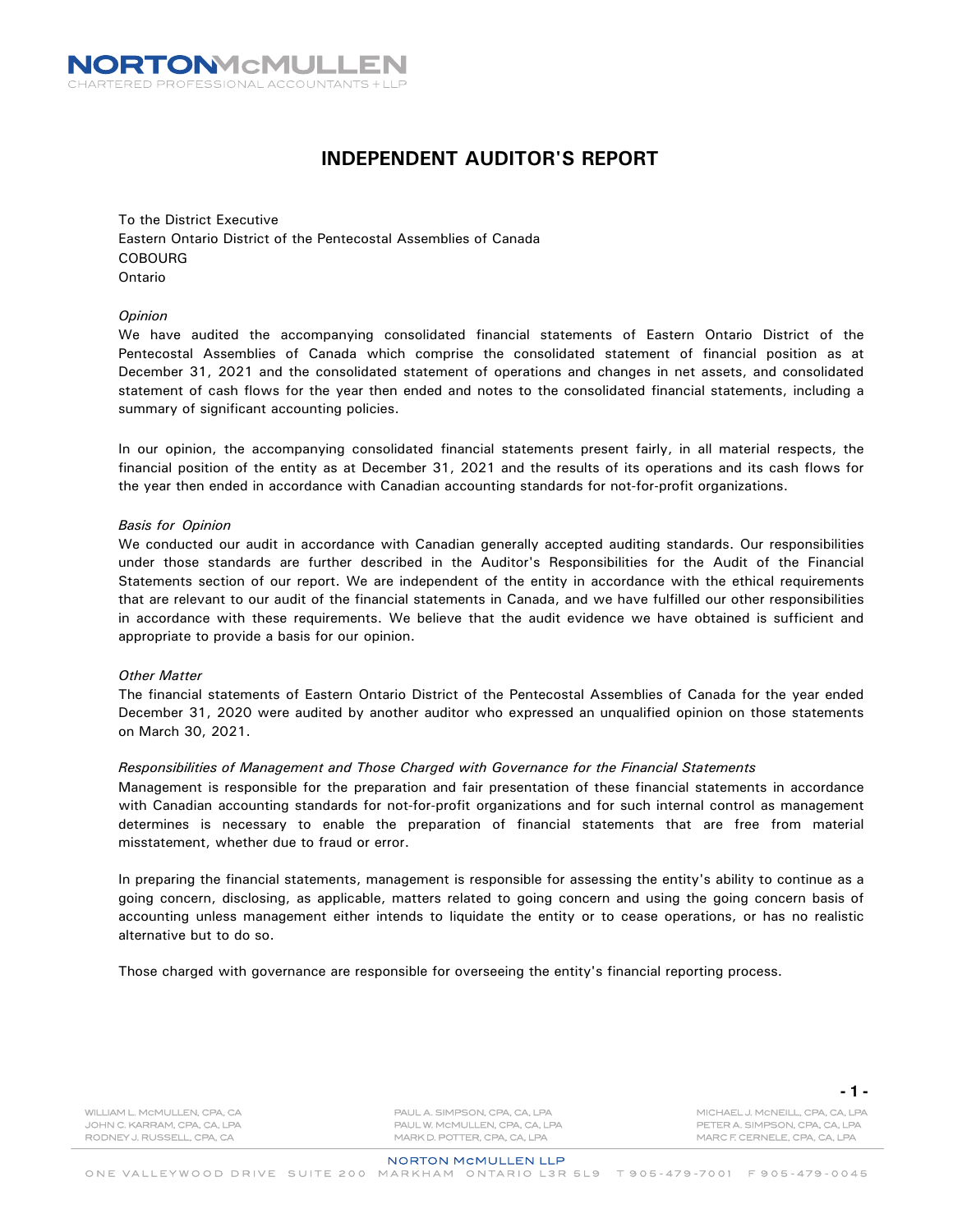# INDEPENDENT AUDITOR'S REPORT

To the District Executive
Eastern Ontario District of the Pentecostal Assemblies of Canada
COBOURG
Ontario

*Opinion*

We have audited the accompanying consolidated financial statements of Eastern Ontario District of the Pentecostal Assemblies of Canada which comprise the consolidated statement of financial position as at December 31, 2021 and the consolidated statement of operations and changes in net assets, and consolidated statement of cash flows for the year then ended and notes to the consolidated financial statements, including a summary of significant accounting policies.

In our opinion, the accompanying consolidated financial statements present fairly, in all material respects, the financial position of the entity as at December 31, 2021 and the results of its operations and its cash flows for the year then ended in accordance with Canadian accounting standards for not-for-profit organizations.

*Basis for Opinion*

We conducted our audit in accordance with Canadian generally accepted auditing standards. Our responsibilities under those standards are further described in the Auditor's Responsibilities for the Audit of the Financial Statements section of our report. We are independent of the entity in accordance with the ethical requirements that are relevant to our audit of the financial statements in Canada, and we have fulfilled our other responsibilities in accordance with these requirements. We believe that the audit evidence we have obtained is sufficient and appropriate to provide a basis for our opinion.

*Other Matter*

The financial statements of Eastern Ontario District of the Pentecostal Assemblies of Canada for the year ended December 31, 2020 were audited by another auditor who expressed an unqualified opinion on those statements on March 30, 2021.

*Responsibilities of Management and Those Charged with Governance for the Financial Statements*

Management is responsible for the preparation and fair presentation of these financial statements in accordance with Canadian accounting standards for not-for-profit organizations and for such internal control as management determines is necessary to enable the preparation of financial statements that are free from material misstatement, whether due to fraud or error.

In preparing the financial statements, management is responsible for assessing the entity's ability to continue as a going concern, disclosing, as applicable, matters related to going concern and using the going concern basis of accounting unless management either intends to liquidate the entity or to cease operations, or has no realistic alternative but to do so.

Those charged with governance are responsible for overseeing the entity's financial reporting process.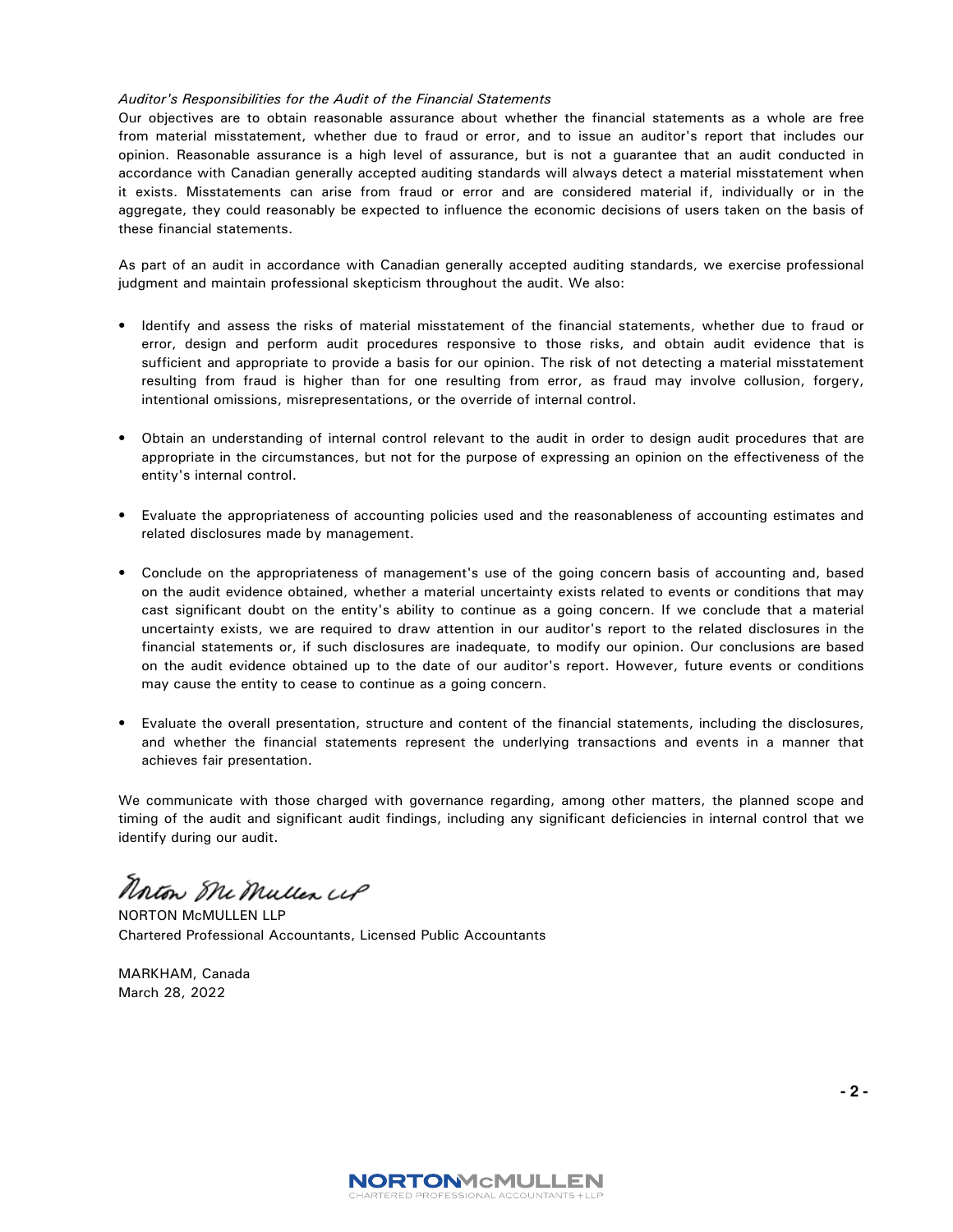*Auditor's Responsibilities for the Audit of the Financial Statements*

Our objectives are to obtain reasonable assurance about whether the financial statements as a whole are free from material misstatement, whether due to fraud or error, and to issue an auditor's report that includes our opinion. Reasonable assurance is a high level of assurance, but is not a guarantee that an audit conducted in accordance with Canadian generally accepted auditing standards will always detect a material misstatement when it exists. Misstatements can arise from fraud or error and are considered material if, individually or in the aggregate, they could reasonably be expected to influence the economic decisions of users taken on the basis of these financial statements.

As part of an audit in accordance with Canadian generally accepted auditing standards, we exercise professional judgment and maintain professional skepticism throughout the audit. We also:

- Identify and assess the risks of material misstatement of the financial statements, whether due to fraud or error, design and perform audit procedures responsive to those risks, and obtain audit evidence that is sufficient and appropriate to provide a basis for our opinion. The risk of not detecting a material misstatement resulting from fraud is higher than for one resulting from error, as fraud may involve collusion, forgery, intentional omissions, misrepresentations, or the override of internal control.

- Obtain an understanding of internal control relevant to the audit in order to design audit procedures that are appropriate in the circumstances, but not for the purpose of expressing an opinion on the effectiveness of the entity's internal control.

- Evaluate the appropriateness of accounting policies used and the reasonableness of accounting estimates and related disclosures made by management.

- Conclude on the appropriateness of management's use of the going concern basis of accounting and, based on the audit evidence obtained, whether a material uncertainty exists related to events or conditions that may cast significant doubt on the entity's ability to continue as a going concern. If we conclude that a material uncertainty exists, we are required to draw attention in our auditor's report to the related disclosures in the financial statements or, if such disclosures are inadequate, to modify our opinion. Our conclusions are based on the audit evidence obtained up to the date of our auditor's report. However, future events or conditions may cause the entity to cease to continue as a going concern.

- Evaluate the overall presentation, structure and content of the financial statements, including the disclosures, and whether the financial statements represent the underlying transactions and events in a manner that achieves fair presentation.

We communicate with those charged with governance regarding, among other matters, the planned scope and timing of the audit and significant audit findings, including any significant deficiencies in internal control that we identify during our audit.

Norton McMullen LLP

NORTON McMULLEN LLP
Chartered Professional Accountants, Licensed Public Accountants

MARKHAM, Canada
March 28, 2022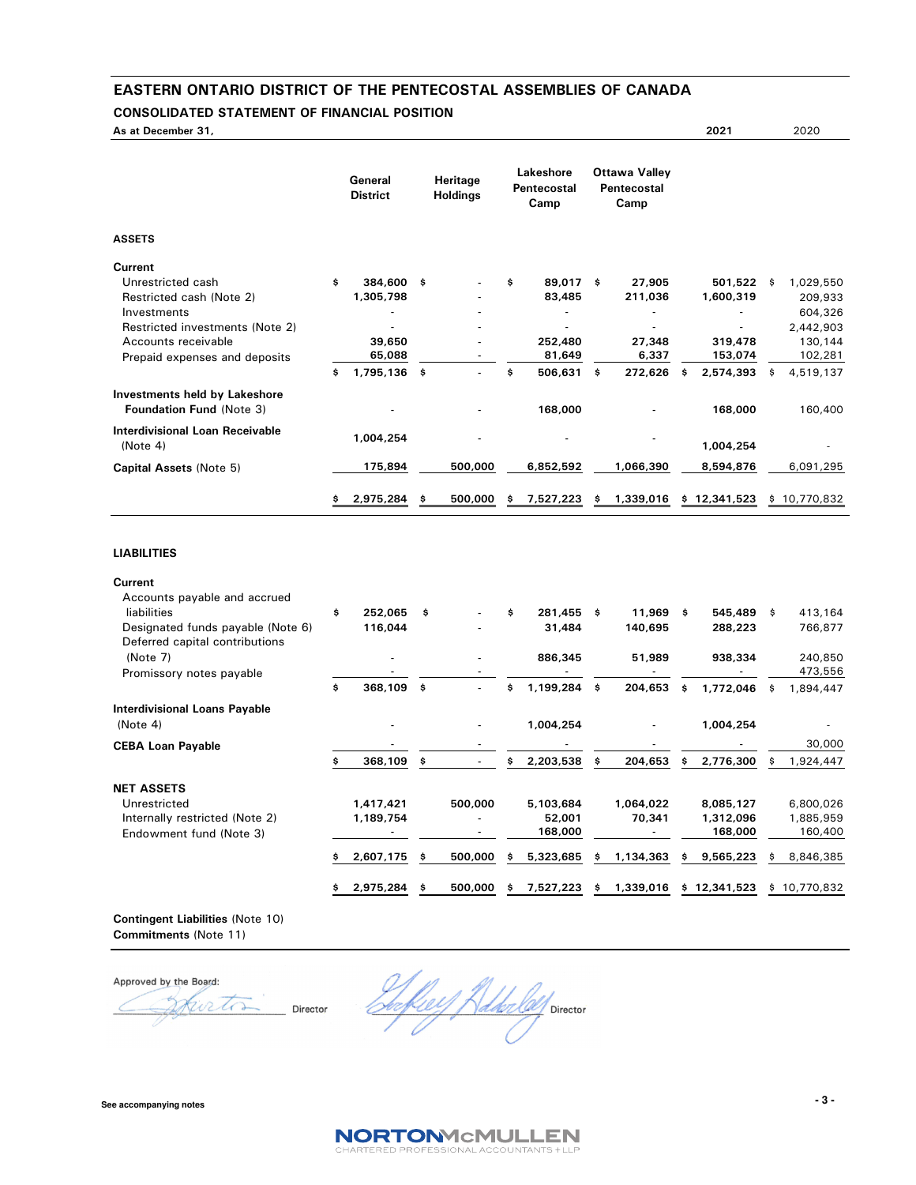# EASTERN ONTARIO DISTRICT OF THE PENTECOSTAL ASSEMBLIES OF CANADA

## CONSOLIDATED STATEMENT OF FINANCIAL POSITION

**As at December 31,**

| | General District | Heritage Holdings | Lakeshore Pentecostal Camp | Ottawa Valley Pentecostal Camp | 2021 | 2020 |
|---|---|---|---|---|---|---|
| **ASSETS** | | | | | | |
| **Current** | | | | | | |
| Unrestricted cash | $ 384,600 | $ - | $ 89,017 | $ 27,905 | 501,522 | $ 1,029,550 |
| Restricted cash (Note 2) | 1,305,798 | - | 83,485 | 211,036 | 1,600,319 | 209,933 |
| Investments | - | - | - | - | - | 604,326 |
| Restricted investments (Note 2) | - | - | - | - | - | 2,442,903 |
| Accounts receivable | 39,650 | - | 252,480 | 27,348 | 319,478 | 130,144 |
| Prepaid expenses and deposits | 65,088 | - | 81,649 | 6,337 | 153,074 | 102,281 |
| | $ 1,795,136 | $ - | $ 506,631 | $ 272,626 | $ 2,574,393 | $ 4,519,137 |
| **Investments held by Lakeshore Foundation Fund** (Note 3) | - | - | 168,000 | - | 168,000 | 160,400 |
| **Interdivisional Loan Receivable** (Note 4) | 1,004,254 | - | - | - | 1,004,254 | - |
| **Capital Assets** (Note 5) | 175,894 | 500,000 | 6,852,592 | 1,066,390 | 8,594,876 | 6,091,295 |
| | $ 2,975,284 | $ 500,000 | $ 7,527,223 | $ 1,339,016 | $ 12,341,523 | $ 10,770,832 |
| **LIABILITIES** | | | | | | |
| **Current** | | | | | | |
| Accounts payable and accrued liabilities | $ 252,065 | $ - | $ 281,455 | $ 11,969 | $ 545,489 | $ 413,164 |
| Designated funds payable (Note 6) | 116,044 | - | 31,484 | 140,695 | 288,223 | 766,877 |
| Deferred capital contributions (Note 7) | - | - | 886,345 | 51,989 | 938,334 | 240,850 |
| Promissory notes payable | - | - | - | - | - | 473,556 |
| | $ 368,109 | $ - | $ 1,199,284 | $ 204,653 | $ 1,772,046 | $ 1,894,447 |
| **Interdivisional Loans Payable** (Note 4) | - | - | 1,004,254 | - | 1,004,254 | - |
| **CEBA Loan Payable** | - | - | - | - | - | 30,000 |
| | $ 368,109 | $ - | $ 2,203,538 | $ 204,653 | $ 2,776,300 | $ 1,924,447 |
| **NET ASSETS** | | | | | | |
| Unrestricted | 1,417,421 | 500,000 | 5,103,684 | 1,064,022 | 8,085,127 | 6,800,026 |
| Internally restricted (Note 2) | 1,189,754 | - | 52,001 | 70,341 | 1,312,096 | 1,885,959 |
| Endowment fund (Note 3) | - | - | 168,000 | - | 168,000 | 160,400 |
| | $ 2,607,175 | $ 500,000 | $ 5,323,685 | $ 1,134,363 | $ 9,565,223 | $ 8,846,385 |
| | $ 2,975,284 | $ 500,000 | $ 7,527,223 | $ 1,339,016 | $ 12,341,523 | $ 10,770,832 |

**Contingent Liabilities** (Note 10)
**Commitments** (Note 11)

Approved by the Board:

_________________ Director _________________ Director

See accompanying notes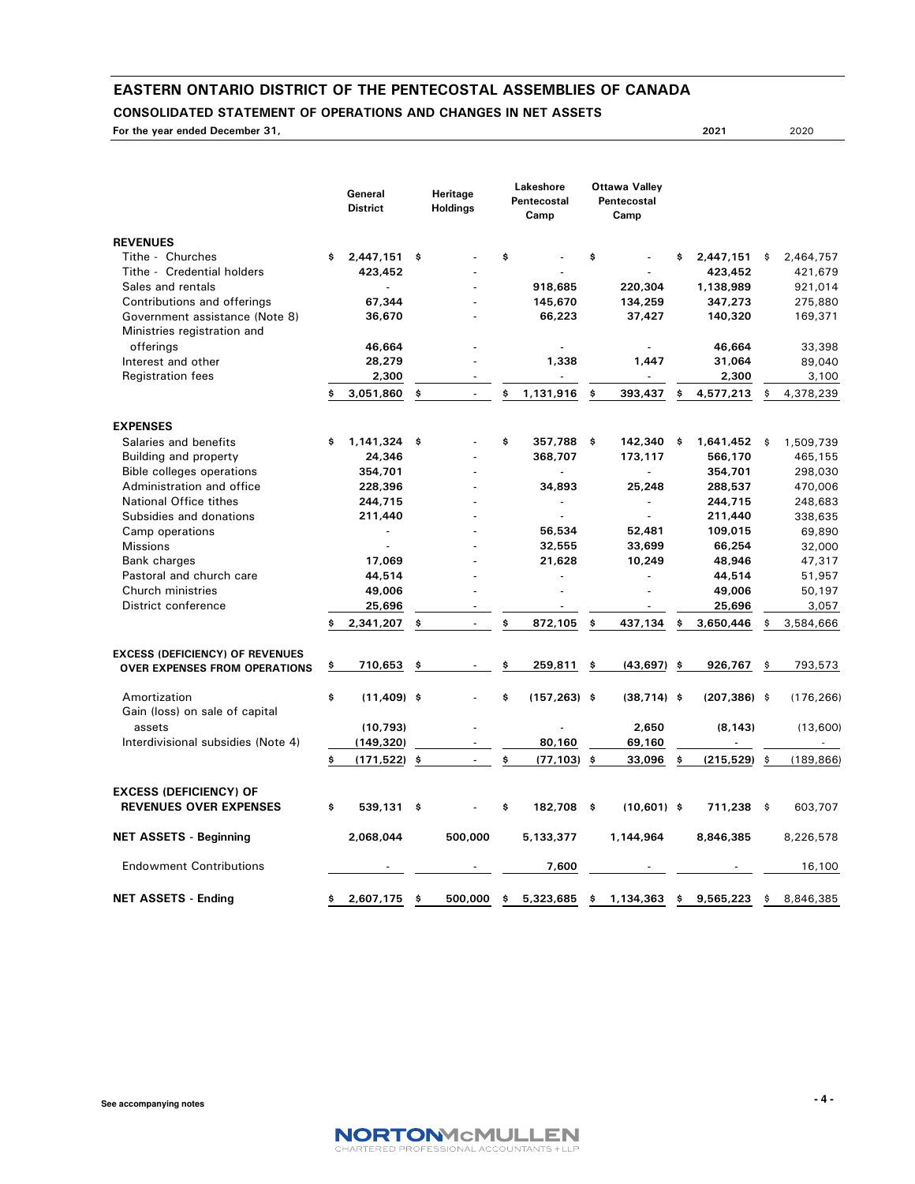# EASTERN ONTARIO DISTRICT OF THE PENTECOSTAL ASSEMBLIES OF CANADA

## CONSOLIDATED STATEMENT OF OPERATIONS AND CHANGES IN NET ASSETS

**For the year ended December 31,**

| | General District | Heritage Holdings | Lakeshore Pentecostal Camp | Ottawa Valley Pentecostal Camp | 2021 | 2020 |
|---|---|---|---|---|---|---|
| **REVENUES** | | | | | | |
| Tithe - Churches | $ 2,447,151 | $ - | $ - | $ - | $ 2,447,151 | $ 2,464,757 |
| Tithe - Credential holders | 423,452 | - | - | - | 423,452 | 421,679 |
| Sales and rentals | - | - | 918,685 | 220,304 | 1,138,989 | 921,014 |
| Contributions and offerings | 67,344 | - | 145,670 | 134,259 | 347,273 | 275,880 |
| Government assistance (Note 8) | 36,670 | - | 66,223 | 37,427 | 140,320 | 169,371 |
| Ministries registration and offerings | 46,664 | - | - | - | 46,664 | 33,398 |
| Interest and other | 28,279 | - | 1,338 | 1,447 | 31,064 | 89,040 |
| Registration fees | 2,300 | - | - | - | 2,300 | 3,100 |
| | $ 3,051,860 | $ - | $ 1,131,916 | $ 393,437 | $ 4,577,213 | $ 4,378,239 |
| **EXPENSES** | | | | | | |
| Salaries and benefits | $ 1,141,324 | $ - | $ 357,788 | $ 142,340 | $ 1,641,452 | $ 1,509,739 |
| Building and property | 24,346 | - | 368,707 | 173,117 | 566,170 | 465,155 |
| Bible colleges operations | 354,701 | - | - | - | 354,701 | 298,030 |
| Administration and office | 228,396 | - | 34,893 | 25,248 | 288,537 | 470,006 |
| National Office tithes | 244,715 | - | - | - | 244,715 | 248,683 |
| Subsidies and donations | 211,440 | - | - | - | 211,440 | 338,635 |
| Camp operations | - | - | 56,534 | 52,481 | 109,015 | 69,890 |
| Missions | - | - | 32,555 | 33,699 | 66,254 | 32,000 |
| Bank charges | 17,069 | - | 21,628 | 10,249 | 48,946 | 47,317 |
| Pastoral and church care | 44,514 | - | - | - | 44,514 | 51,957 |
| Church ministries | 49,006 | - | - | - | 49,006 | 50,197 |
| District conference | 25,696 | - | - | - | 25,696 | 3,057 |
| | $ 2,341,207 | $ - | $ 872,105 | $ 437,134 | $ 3,650,446 | $ 3,584,666 |
| **EXCESS (DEFICIENCY) OF REVENUES OVER EXPENSES FROM OPERATIONS** | $ 710,653 | $ - | $ 259,811 | $ (43,697) | $ 926,767 | $ 793,573 |
| Amortization | $ (11,409) | $ - | $ (157,263) | $ (38,714) | $ (207,386) | $ (176,266) |
| Gain (loss) on sale of capital assets | (10,793) | - | - | 2,650 | (8,143) | (13,600) |
| Interdivisional subsidies (Note 4) | (149,320) | - | 80,160 | 69,160 | - | - |
| | $ (171,522) | $ - | $ (77,103) | $ 33,096 | $ (215,529) | $ (189,866) |
| **EXCESS (DEFICIENCY) OF REVENUES OVER EXPENSES** | $ 539,131 | $ - | $ 182,708 | $ (10,601) | $ 711,238 | $ 603,707 |
| **NET ASSETS - Beginning** | 2,068,044 | 500,000 | 5,133,377 | 1,144,964 | 8,846,385 | 8,226,578 |
| Endowment Contributions | - | - | 7,600 | - | - | 16,100 |
| **NET ASSETS - Ending** | $ 2,607,175 | $ 500,000 | $ 5,323,685 | $ 1,134,363 | $ 9,565,223 | $ 8,846,385 |

See accompanying notes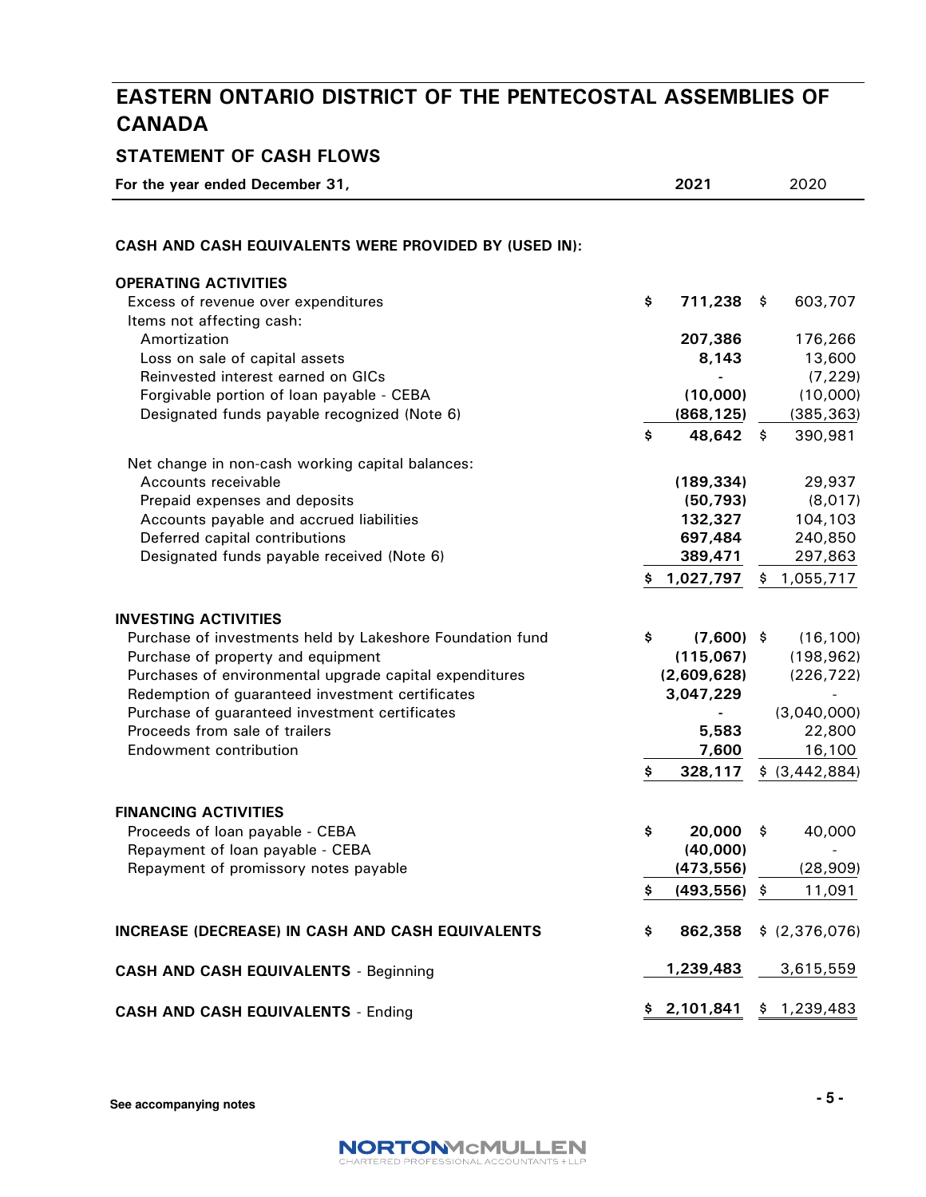# EASTERN ONTARIO DISTRICT OF THE PENTECOSTAL ASSEMBLIES OF CANADA

## STATEMENT OF CASH FLOWS

| For the year ended December 31, | 2021 | 2020 |
|---|---|---|
| **CASH AND CASH EQUIVALENTS WERE PROVIDED BY (USED IN):** | | |
| **OPERATING ACTIVITIES** | | |
| Excess of revenue over expenditures | $ 711,238 | $ 603,707 |
| Items not affecting cash: | | |
| Amortization | 207,386 | 176,266 |
| Loss on sale of capital assets | 8,143 | 13,600 |
| Reinvested interest earned on GICs | - | (7,229) |
| Forgivable portion of loan payable - CEBA | (10,000) | (10,000) |
| Designated funds payable recognized (Note 6) | (868,125) | (385,363) |
| | $ 48,642 | $ 390,981 |
| Net change in non-cash working capital balances: | | |
| Accounts receivable | (189,334) | 29,937 |
| Prepaid expenses and deposits | (50,793) | (8,017) |
| Accounts payable and accrued liabilities | 132,327 | 104,103 |
| Deferred capital contributions | 697,484 | 240,850 |
| Designated funds payable received (Note 6) | 389,471 | 297,863 |
| | $ 1,027,797 | $ 1,055,717 |
| **INVESTING ACTIVITIES** | | |
| Purchase of investments held by Lakeshore Foundation fund | $ (7,600) | $ (16,100) |
| Purchase of property and equipment | (115,067) | (198,962) |
| Purchases of environmental upgrade capital expenditures | (2,609,628) | (226,722) |
| Redemption of guaranteed investment certificates | 3,047,229 | - |
| Purchase of guaranteed investment certificates | - | (3,040,000) |
| Proceeds from sale of trailers | 5,583 | 22,800 |
| Endowment contribution | 7,600 | 16,100 |
| | $ 328,117 | $ (3,442,884) |
| **FINANCING ACTIVITIES** | | |
| Proceeds of loan payable - CEBA | $ 20,000 | $ 40,000 |
| Repayment of loan payable - CEBA | (40,000) | - |
| Repayment of promissory notes payable | (473,556) | (28,909) |
| | $ (493,556) | $ 11,091 |
| **INCREASE (DECREASE) IN CASH AND CASH EQUIVALENTS** | $ 862,358 | $ (2,376,076) |
| **CASH AND CASH EQUIVALENTS** - Beginning | 1,239,483 | 3,615,559 |
| **CASH AND CASH EQUIVALENTS** - Ending | $ 2,101,841 | $ 1,239,483 |

**See accompanying notes**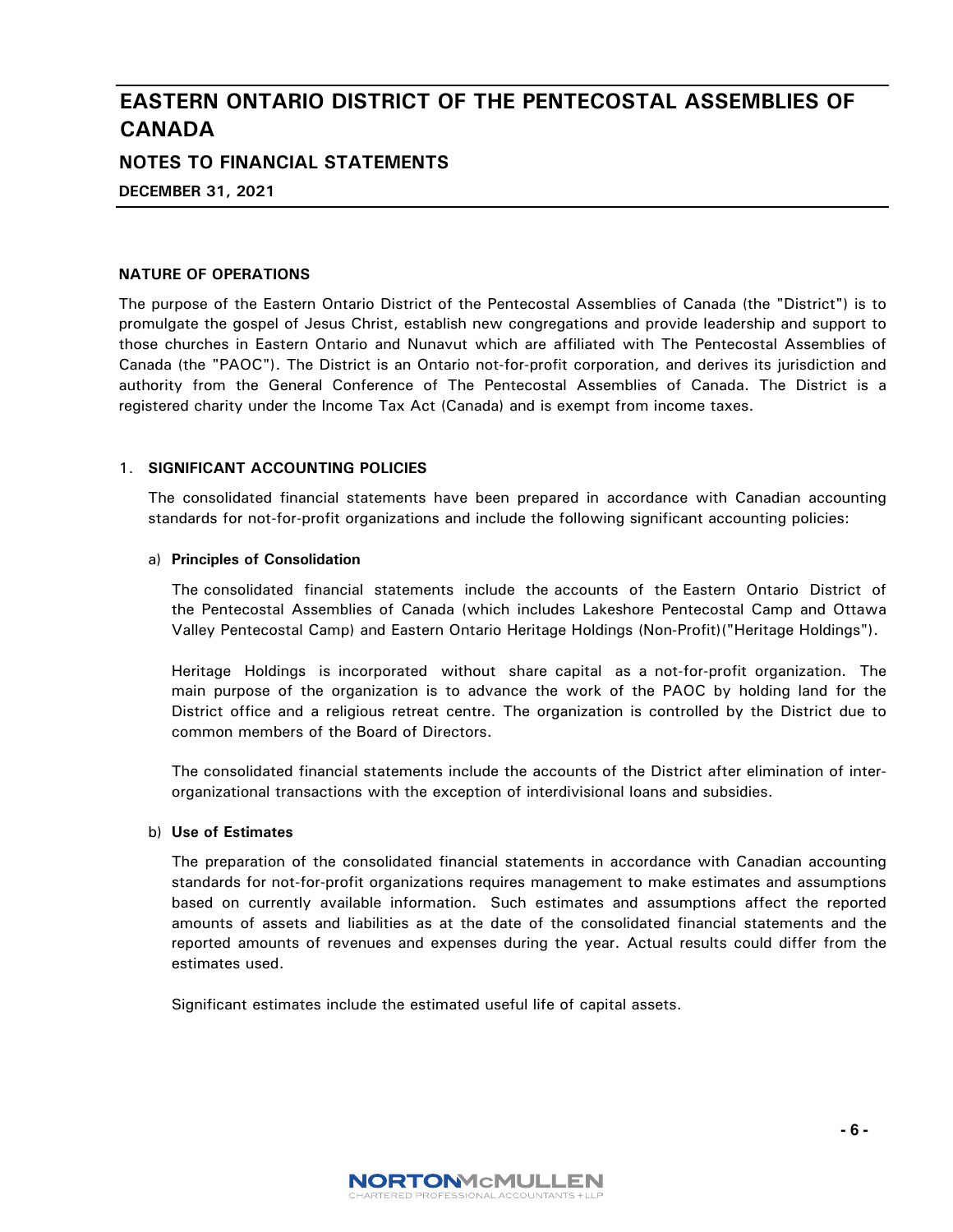# EASTERN ONTARIO DISTRICT OF THE PENTECOSTAL ASSEMBLIES OF CANADA

## NOTES TO FINANCIAL STATEMENTS

**DECEMBER 31, 2021**

### NATURE OF OPERATIONS

The purpose of the Eastern Ontario District of the Pentecostal Assemblies of Canada (the "District") is to promulgate the gospel of Jesus Christ, establish new congregations and provide leadership and support to those churches in Eastern Ontario and Nunavut which are affiliated with The Pentecostal Assemblies of Canada (the "PAOC"). The District is an Ontario not-for-profit corporation, and derives its jurisdiction and authority from the General Conference of The Pentecostal Assemblies of Canada. The District is a registered charity under the Income Tax Act (Canada) and is exempt from income taxes.

### 1. SIGNIFICANT ACCOUNTING POLICIES

The consolidated financial statements have been prepared in accordance with Canadian accounting standards for not-for-profit organizations and include the following significant accounting policies:

a) **Principles of Consolidation**

The consolidated financial statements include the accounts of the Eastern Ontario District of the Pentecostal Assemblies of Canada (which includes Lakeshore Pentecostal Camp and Ottawa Valley Pentecostal Camp) and Eastern Ontario Heritage Holdings (Non-Profit)("Heritage Holdings").

Heritage Holdings is incorporated without share capital as a not-for-profit organization. The main purpose of the organization is to advance the work of the PAOC by holding land for the District office and a religious retreat centre. The organization is controlled by the District due to common members of the Board of Directors.

The consolidated financial statements include the accounts of the District after elimination of inter-organizational transactions with the exception of interdivisional loans and subsidies.

b) **Use of Estimates**

The preparation of the consolidated financial statements in accordance with Canadian accounting standards for not-for-profit organizations requires management to make estimates and assumptions based on currently available information. Such estimates and assumptions affect the reported amounts of assets and liabilities as at the date of the consolidated financial statements and the reported amounts of revenues and expenses during the year. Actual results could differ from the estimates used.

Significant estimates include the estimated useful life of capital assets.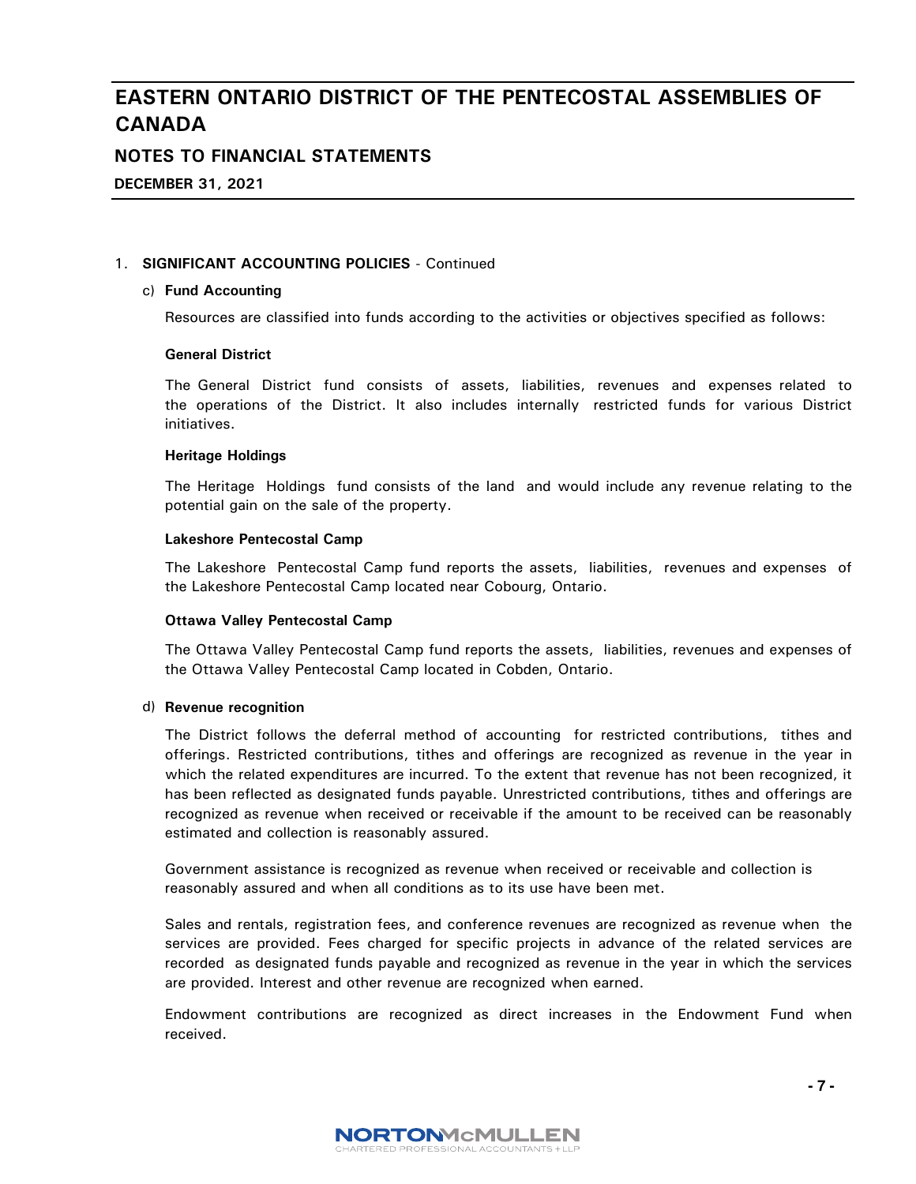## 1. SIGNIFICANT ACCOUNTING POLICIES - Continued

### c) Fund Accounting

Resources are classified into funds according to the activities or objectives specified as follows:

**General District**

The General District fund consists of assets, liabilities, revenues and expenses related to the operations of the District. It also includes internally restricted funds for various District initiatives.

**Heritage Holdings**

The Heritage Holdings fund consists of the land and would include any revenue relating to the potential gain on the sale of the property.

**Lakeshore Pentecostal Camp**

The Lakeshore Pentecostal Camp fund reports the assets, liabilities, revenues and expenses of the Lakeshore Pentecostal Camp located near Cobourg, Ontario.

**Ottawa Valley Pentecostal Camp**

The Ottawa Valley Pentecostal Camp fund reports the assets, liabilities, revenues and expenses of the Ottawa Valley Pentecostal Camp located in Cobden, Ontario.

### d) Revenue recognition

The District follows the deferral method of accounting for restricted contributions, tithes and offerings. Restricted contributions, tithes and offerings are recognized as revenue in the year in which the related expenditures are incurred. To the extent that revenue has not been recognized, it has been reflected as designated funds payable. Unrestricted contributions, tithes and offerings are recognized as revenue when received or receivable if the amount to be received can be reasonably estimated and collection is reasonably assured.

Government assistance is recognized as revenue when received or receivable and collection is reasonably assured and when all conditions as to its use have been met.

Sales and rentals, registration fees, and conference revenues are recognized as revenue when the services are provided. Fees charged for specific projects in advance of the related services are recorded as designated funds payable and recognized as revenue in the year in which the services are provided. Interest and other revenue are recognized when earned.

Endowment contributions are recognized as direct increases in the Endowment Fund when received.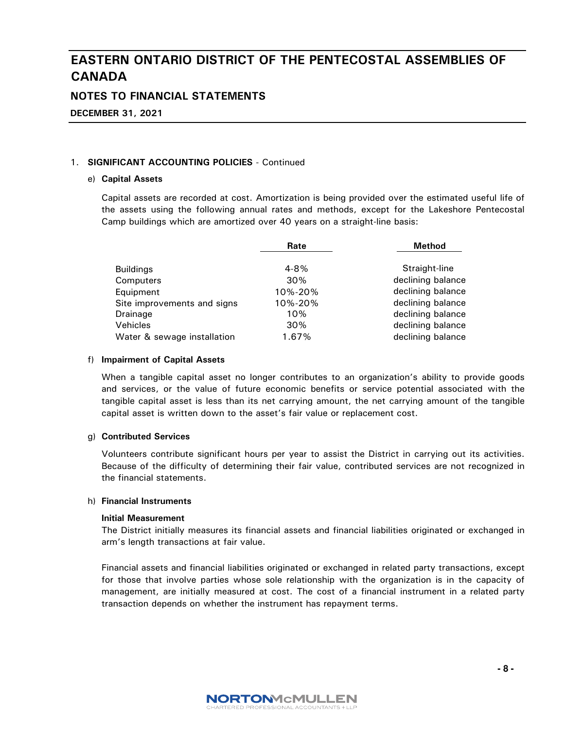# EASTERN ONTARIO DISTRICT OF THE PENTECOSTAL ASSEMBLIES OF CANADA

## NOTES TO FINANCIAL STATEMENTS

**DECEMBER 31, 2021**

1. **SIGNIFICANT ACCOUNTING POLICIES** - Continued

e) **Capital Assets**

Capital assets are recorded at cost. Amortization is being provided over the estimated useful life of the assets using the following annual rates and methods, except for the Lakeshore Pentecostal Camp buildings which are amortized over 40 years on a straight-line basis:

| | Rate | Method |
|---|---|---|
| Buildings | 4-8% | Straight-line |
| Computers | 30% | declining balance |
| Equipment | 10%-20% | declining balance |
| Site improvements and signs | 10%-20% | declining balance |
| Drainage | 10% | declining balance |
| Vehicles | 30% | declining balance |
| Water & sewage installation | 1.67% | declining balance |

f) **Impairment of Capital Assets**

When a tangible capital asset no longer contributes to an organization's ability to provide goods and services, or the value of future economic benefits or service potential associated with the tangible capital asset is less than its net carrying amount, the net carrying amount of the tangible capital asset is written down to the asset's fair value or replacement cost.

g) **Contributed Services**

Volunteers contribute significant hours per year to assist the District in carrying out its activities. Because of the difficulty of determining their fair value, contributed services are not recognized in the financial statements.

h) **Financial Instruments**

**Initial Measurement**

The District initially measures its financial assets and financial liabilities originated or exchanged in arm's length transactions at fair value.

Financial assets and financial liabilities originated or exchanged in related party transactions, except for those that involve parties whose sole relationship with the organization is in the capacity of management, are initially measured at cost. The cost of a financial instrument in a related party transaction depends on whether the instrument has repayment terms.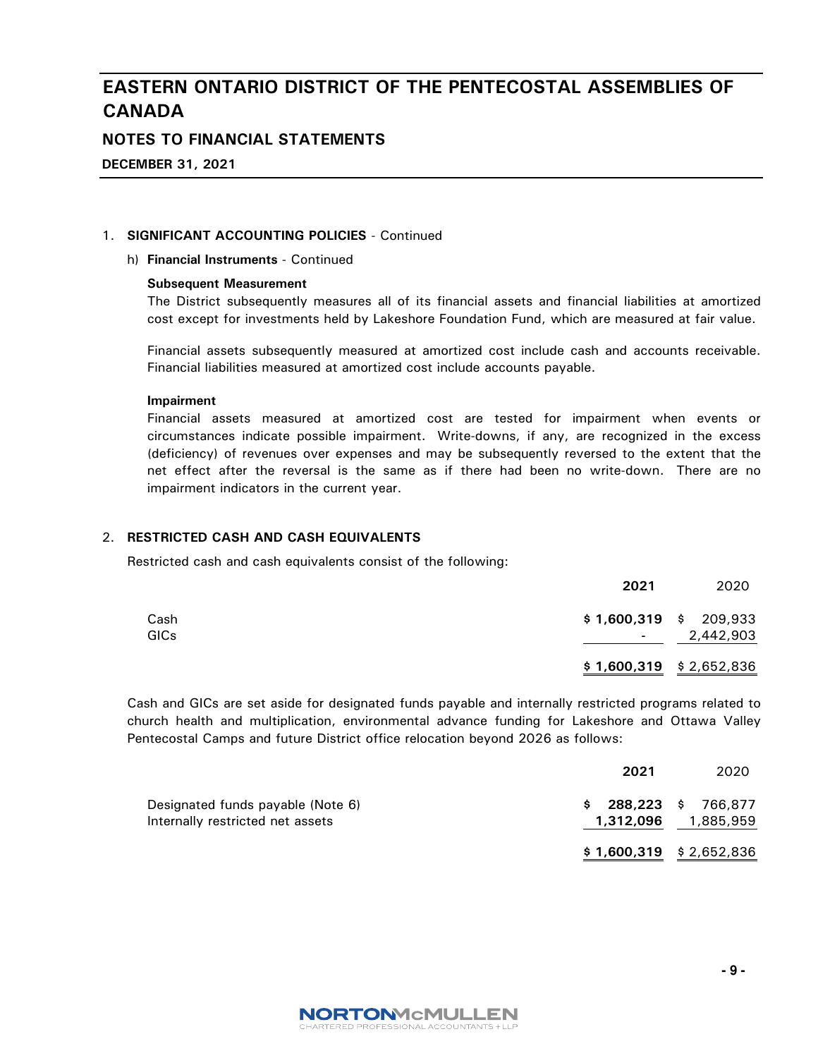# EASTERN ONTARIO DISTRICT OF THE PENTECOSTAL ASSEMBLIES OF CANADA

## NOTES TO FINANCIAL STATEMENTS

**DECEMBER 31, 2021**

1. **SIGNIFICANT ACCOUNTING POLICIES** - Continued

   h) **Financial Instruments** - Continued

   **Subsequent Measurement**

   The District subsequently measures all of its financial assets and financial liabilities at amortized cost except for investments held by Lakeshore Foundation Fund, which are measured at fair value.

   Financial assets subsequently measured at amortized cost include cash and accounts receivable. Financial liabilities measured at amortized cost include accounts payable.

   **Impairment**

   Financial assets measured at amortized cost are tested for impairment when events or circumstances indicate possible impairment. Write-downs, if any, are recognized in the excess (deficiency) of revenues over expenses and may be subsequently reversed to the extent that the net effect after the reversal is the same as if there had been no write-down. There are no impairment indicators in the current year.

2. **RESTRICTED CASH AND CASH EQUIVALENTS**

   Restricted cash and cash equivalents consist of the following:

| | 2021 | 2020 |
|---|---|---|
| Cash | **$ 1,600,319** | $ 209,933 |
| GICs | **-** | 2,442,903 |
| | **$ 1,600,319** | $ 2,652,836 |

   Cash and GICs are set aside for designated funds payable and internally restricted programs related to church health and multiplication, environmental advance funding for Lakeshore and Ottawa Valley Pentecostal Camps and future District office relocation beyond 2026 as follows:

| | 2021 | 2020 |
|---|---|---|
| Designated funds payable (Note 6) | **$ 288,223** | $ 766,877 |
| Internally restricted net assets | **1,312,096** | 1,885,959 |
| | **$ 1,600,319** | $ 2,652,836 |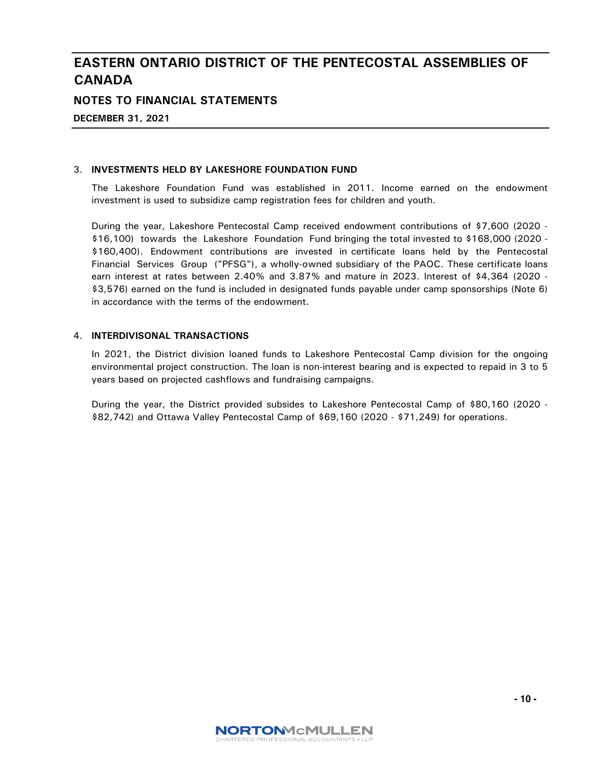# EASTERN ONTARIO DISTRICT OF THE PENTECOSTAL ASSEMBLIES OF CANADA

## NOTES TO FINANCIAL STATEMENTS

**DECEMBER 31, 2021**

3. **INVESTMENTS HELD BY LAKESHORE FOUNDATION FUND**

   The Lakeshore Foundation Fund was established in 2011. Income earned on the endowment investment is used to subsidize camp registration fees for children and youth.

   During the year, Lakeshore Pentecostal Camp received endowment contributions of $7,600 (2020 - $16,100) towards the Lakeshore Foundation Fund bringing the total invested to $168,000 (2020 - $160,400). Endowment contributions are invested in certificate loans held by the Pentecostal Financial Services Group ("PFSG"), a wholly-owned subsidiary of the PAOC. These certificate loans earn interest at rates between 2.40% and 3.87% and mature in 2023. Interest of $4,364 (2020 - $3,576) earned on the fund is included in designated funds payable under camp sponsorships (Note 6) in accordance with the terms of the endowment.

4. **INTERDIVISONAL TRANSACTIONS**

   In 2021, the District division loaned funds to Lakeshore Pentecostal Camp division for the ongoing environmental project construction. The loan is non-interest bearing and is expected to repaid in 3 to 5 years based on projected cashflows and fundraising campaigns.

   During the year, the District provided subsides to Lakeshore Pentecostal Camp of $80,160 (2020 - $82,742) and Ottawa Valley Pentecostal Camp of $69,160 (2020 - $71,249) for operations.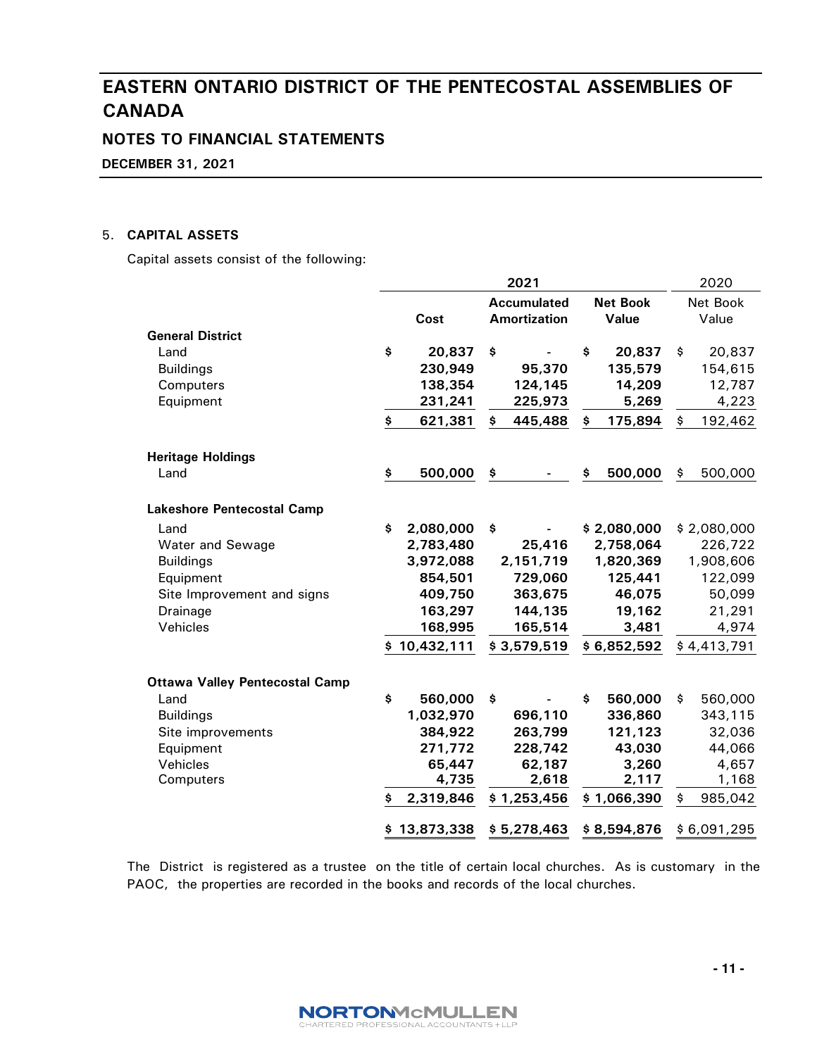# EASTERN ONTARIO DISTRICT OF THE PENTECOSTAL ASSEMBLIES OF CANADA

## NOTES TO FINANCIAL STATEMENTS

**DECEMBER 31, 2021**

5. **CAPITAL ASSETS**

Capital assets consist of the following:

| | 2021 | | | 2020 |
|---|---|---|---|---|
| | **Cost** | **Accumulated Amortization** | **Net Book Value** | Net Book Value |
| **General District** | | | | |
| Land | **$ 20,837** | **$ -** | **$ 20,837** | $ 20,837 |
| Buildings | **230,949** | **95,370** | **135,579** | 154,615 |
| Computers | **138,354** | **124,145** | **14,209** | 12,787 |
| Equipment | **231,241** | **225,973** | **5,269** | 4,223 |
| | **$ 621,381** | **$ 445,488** | **$ 175,894** | $ 192,462 |
| **Heritage Holdings** | | | | |
| Land | **$ 500,000** | **$ -** | **$ 500,000** | $ 500,000 |
| **Lakeshore Pentecostal Camp** | | | | |
| Land | **$ 2,080,000** | **$ -** | **$ 2,080,000** | $ 2,080,000 |
| Water and Sewage | **2,783,480** | **25,416** | **2,758,064** | 226,722 |
| Buildings | **3,972,088** | **2,151,719** | **1,820,369** | 1,908,606 |
| Equipment | **854,501** | **729,060** | **125,441** | 122,099 |
| Site Improvement and signs | **409,750** | **363,675** | **46,075** | 50,099 |
| Drainage | **163,297** | **144,135** | **19,162** | 21,291 |
| Vehicles | **168,995** | **165,514** | **3,481** | 4,974 |
| | **$ 10,432,111** | **$ 3,579,519** | **$ 6,852,592** | $ 4,413,791 |
| **Ottawa Valley Pentecostal Camp** | | | | |
| Land | **$ 560,000** | **$ -** | **$ 560,000** | $ 560,000 |
| Buildings | **1,032,970** | **696,110** | **336,860** | 343,115 |
| Site improvements | **384,922** | **263,799** | **121,123** | 32,036 |
| Equipment | **271,772** | **228,742** | **43,030** | 44,066 |
| Vehicles | **65,447** | **62,187** | **3,260** | 4,657 |
| Computers | **4,735** | **2,618** | **2,117** | 1,168 |
| | **$ 2,319,846** | **$ 1,253,456** | **$ 1,066,390** | $ 985,042 |
| | **$ 13,873,338** | **$ 5,278,463** | **$ 8,594,876** | $ 6,091,295 |

The District is registered as a trustee on the title of certain local churches. As is customary in the PAOC, the properties are recorded in the books and records of the local churches.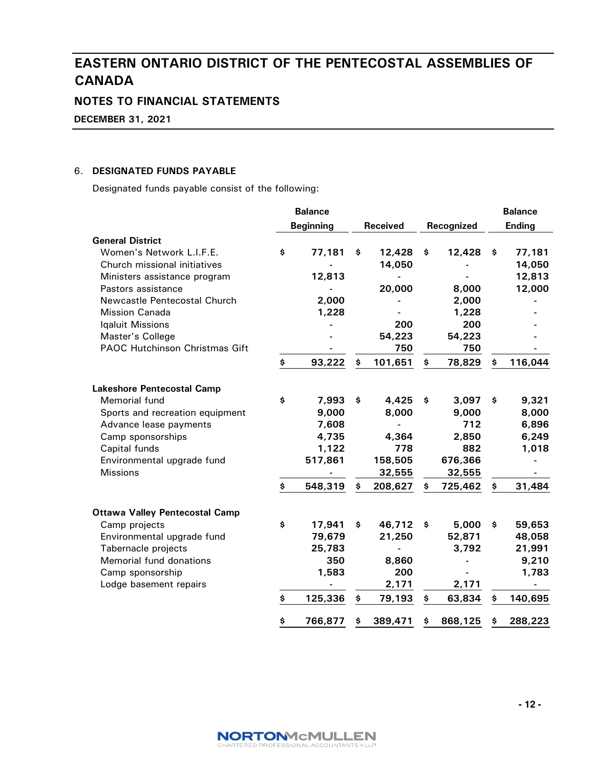# EASTERN ONTARIO DISTRICT OF THE PENTECOSTAL ASSEMBLIES OF CANADA

## NOTES TO FINANCIAL STATEMENTS

**DECEMBER 31, 2021**

6. **DESIGNATED FUNDS PAYABLE**

Designated funds payable consist of the following:

| | Balance Beginning | Received | Recognized | Balance Ending |
|---|---|---|---|---|
| **General District** | | | | |
| Women's Network L.I.F.E. | $ 77,181 | $ 12,428 | $ 12,428 | $ 77,181 |
| Church missional initiatives | - | 14,050 | - | 14,050 |
| Ministers assistance program | 12,813 | - | - | 12,813 |
| Pastors assistance | - | 20,000 | 8,000 | 12,000 |
| Newcastle Pentecostal Church | 2,000 | - | 2,000 | - |
| Mission Canada | 1,228 | - | 1,228 | - |
| Iqaluit Missions | - | 200 | 200 | - |
| Master's College | - | 54,223 | 54,223 | - |
| PAOC Hutchinson Christmas Gift | - | 750 | 750 | - |
| | $ 93,222 | $ 101,651 | $ 78,829 | $ 116,044 |
| **Lakeshore Pentecostal Camp** | | | | |
| Memorial fund | $ 7,993 | $ 4,425 | $ 3,097 | $ 9,321 |
| Sports and recreation equipment | 9,000 | 8,000 | 9,000 | 8,000 |
| Advance lease payments | 7,608 | - | 712 | 6,896 |
| Camp sponsorships | 4,735 | 4,364 | 2,850 | 6,249 |
| Capital funds | 1,122 | 778 | 882 | 1,018 |
| Environmental upgrade fund | 517,861 | 158,505 | 676,366 | - |
| Missions | - | 32,555 | 32,555 | - |
| | $ 548,319 | $ 208,627 | $ 725,462 | $ 31,484 |
| **Ottawa Valley Pentecostal Camp** | | | | |
| Camp projects | $ 17,941 | $ 46,712 | $ 5,000 | $ 59,653 |
| Environmental upgrade fund | 79,679 | 21,250 | 52,871 | 48,058 |
| Tabernacle projects | 25,783 | - | 3,792 | 21,991 |
| Memorial fund donations | 350 | 8,860 | - | 9,210 |
| Camp sponsorship | 1,583 | 200 | - | 1,783 |
| Lodge basement repairs | - | 2,171 | 2,171 | - |
| | $ 125,336 | $ 79,193 | $ 63,834 | $ 140,695 |
| | $ 766,877 | $ 389,471 | $ 868,125 | $ 288,223 |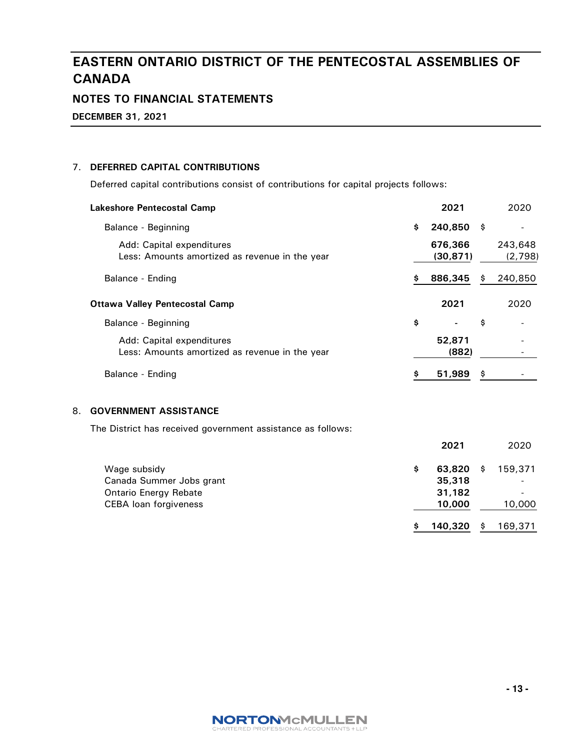# EASTERN ONTARIO DISTRICT OF THE PENTECOSTAL ASSEMBLIES OF CANADA

## NOTES TO FINANCIAL STATEMENTS

**DECEMBER 31, 2021**

### 7. DEFERRED CAPITAL CONTRIBUTIONS

Deferred capital contributions consist of contributions for capital projects follows:

| **Lakeshore Pentecostal Camp** | **2021** | 2020 |
|---|---|---|
| Balance - Beginning | **$ 240,850** | $ - |
| Add: Capital expenditures | **676,366** | 243,648 |
| Less: Amounts amortized as revenue in the year | **(30,871)** | (2,798) |
| Balance - Ending | **$ 886,345** | $ 240,850 |

| **Ottawa Valley Pentecostal Camp** | **2021** | 2020 |
|---|---|---|
| Balance - Beginning | **$ -** | $ - |
| Add: Capital expenditures | **52,871** | - |
| Less: Amounts amortized as revenue in the year | **(882)** | - |
| Balance - Ending | **$ 51,989** | $ - |

### 8. GOVERNMENT ASSISTANCE

The District has received government assistance as follows:

| | **2021** | 2020 |
|---|---|---|
| Wage subsidy | **$ 63,820** | $ 159,371 |
| Canada Summer Jobs grant | **35,318** | - |
| Ontario Energy Rebate | **31,182** | - |
| CEBA loan forgiveness | **10,000** | 10,000 |
| | **$ 140,320** | $ 169,371 |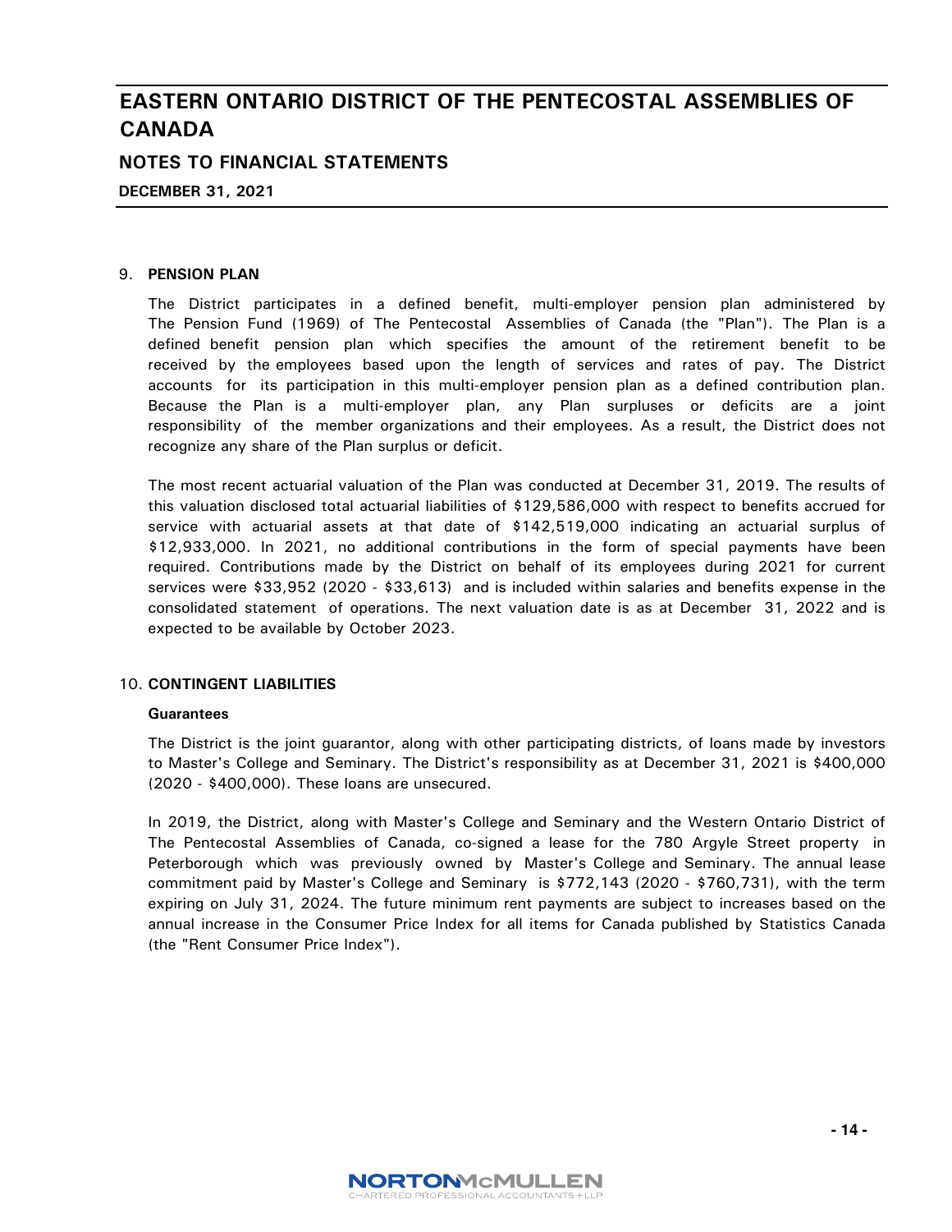## 9. PENSION PLAN

The District participates in a defined benefit, multi-employer pension plan administered by The Pension Fund (1969) of The Pentecostal Assemblies of Canada (the "Plan"). The Plan is a defined benefit pension plan which specifies the amount of the retirement benefit to be received by the employees based upon the length of services and rates of pay. The District accounts for its participation in this multi-employer pension plan as a defined contribution plan. Because the Plan is a multi-employer plan, any Plan surpluses or deficits are a joint responsibility of the member organizations and their employees. As a result, the District does not recognize any share of the Plan surplus or deficit.

The most recent actuarial valuation of the Plan was conducted at December 31, 2019. The results of this valuation disclosed total actuarial liabilities of $129,586,000 with respect to benefits accrued for service with actuarial assets at that date of $142,519,000 indicating an actuarial surplus of $12,933,000. In 2021, no additional contributions in the form of special payments have been required. Contributions made by the District on behalf of its employees during 2021 for current services were $33,952 (2020 - $33,613) and is included within salaries and benefits expense in the consolidated statement of operations. The next valuation date is as at December 31, 2022 and is expected to be available by October 2023.

## 10. CONTINGENT LIABILITIES

### Guarantees

The District is the joint guarantor, along with other participating districts, of loans made by investors to Master's College and Seminary. The District's responsibility as at December 31, 2021 is $400,000 (2020 - $400,000). These loans are unsecured.

In 2019, the District, along with Master's College and Seminary and the Western Ontario District of The Pentecostal Assemblies of Canada, co-signed a lease for the 780 Argyle Street property in Peterborough which was previously owned by Master's College and Seminary. The annual lease commitment paid by Master's College and Seminary is $772,143 (2020 - $760,731), with the term expiring on July 31, 2024. The future minimum rent payments are subject to increases based on the annual increase in the Consumer Price Index for all items for Canada published by Statistics Canada (the "Rent Consumer Price Index").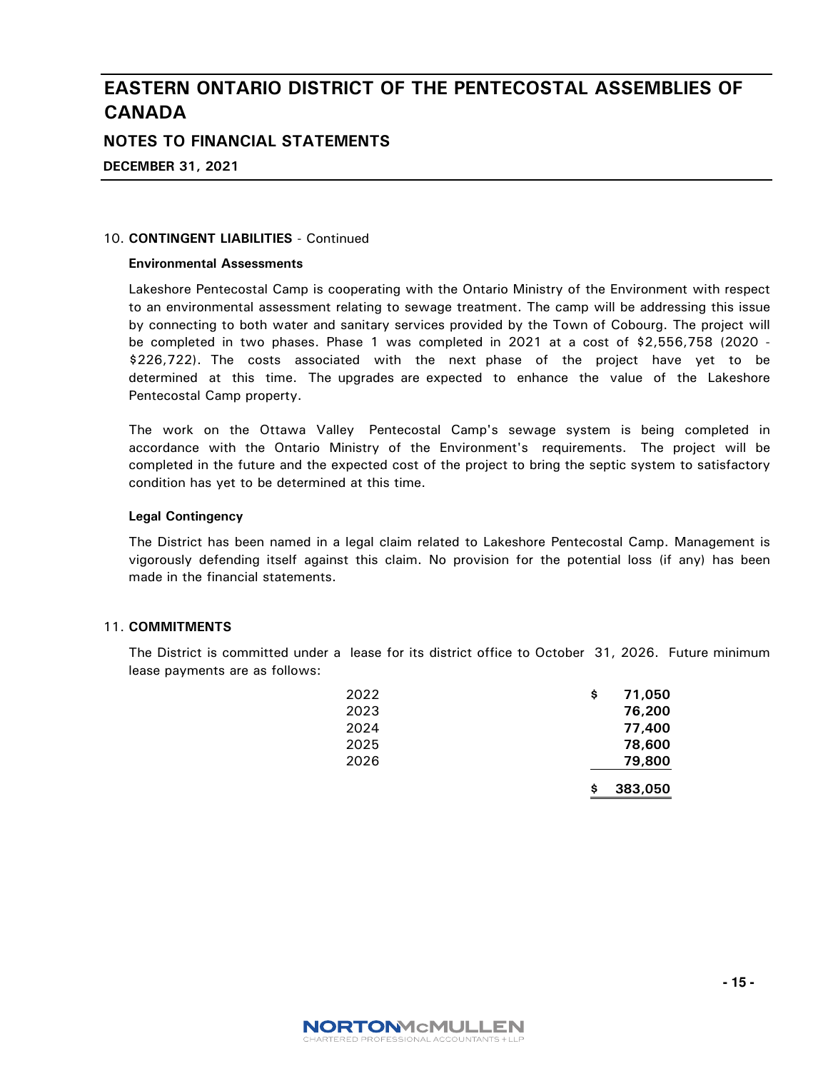10. **CONTINGENT LIABILITIES** - Continued

**Environmental Assessments**

Lakeshore Pentecostal Camp is cooperating with the Ontario Ministry of the Environment with respect to an environmental assessment relating to sewage treatment. The camp will be addressing this issue by connecting to both water and sanitary services provided by the Town of Cobourg. The project will be completed in two phases. Phase 1 was completed in 2021 at a cost of $2,556,758 (2020 - $226,722). The costs associated with the next phase of the project have yet to be determined at this time. The upgrades are expected to enhance the value of the Lakeshore Pentecostal Camp property.

The work on the Ottawa Valley Pentecostal Camp's sewage system is being completed in accordance with the Ontario Ministry of the Environment's requirements. The project will be completed in the future and the expected cost of the project to bring the septic system to satisfactory condition has yet to be determined at this time.

**Legal Contingency**

The District has been named in a legal claim related to Lakeshore Pentecostal Camp. Management is vigorously defending itself against this claim. No provision for the potential loss (if any) has been made in the financial statements.

11. **COMMITMENTS**

The District is committed under a lease for its district office to October 31, 2026. Future minimum lease payments are as follows:

| Year | Amount |
|---|---|
| 2022 | $ **71,050** |
| 2023 | **76,200** |
| 2024 | **77,400** |
| 2025 | **78,600** |
| 2026 | **79,800** |
| | $ **383,050** |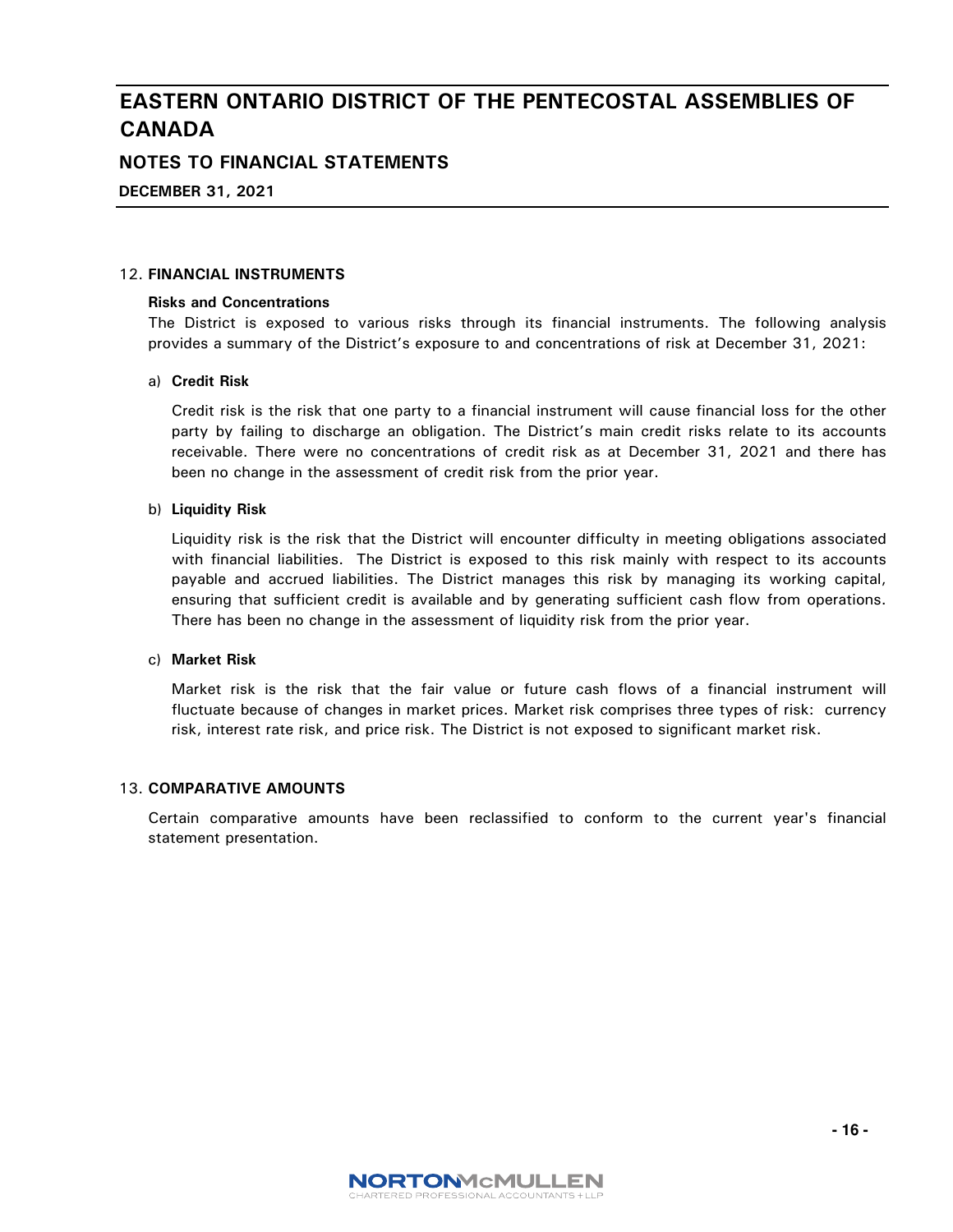## 12. FINANCIAL INSTRUMENTS

**Risks and Concentrations**

The District is exposed to various risks through its financial instruments. The following analysis provides a summary of the District's exposure to and concentrations of risk at December 31, 2021:

a) **Credit Risk**

Credit risk is the risk that one party to a financial instrument will cause financial loss for the other party by failing to discharge an obligation. The District's main credit risks relate to its accounts receivable. There were no concentrations of credit risk as at December 31, 2021 and there has been no change in the assessment of credit risk from the prior year.

b) **Liquidity Risk**

Liquidity risk is the risk that the District will encounter difficulty in meeting obligations associated with financial liabilities. The District is exposed to this risk mainly with respect to its accounts payable and accrued liabilities. The District manages this risk by managing its working capital, ensuring that sufficient credit is available and by generating sufficient cash flow from operations. There has been no change in the assessment of liquidity risk from the prior year.

c) **Market Risk**

Market risk is the risk that the fair value or future cash flows of a financial instrument will fluctuate because of changes in market prices. Market risk comprises three types of risk: currency risk, interest rate risk, and price risk. The District is not exposed to significant market risk.

## 13. COMPARATIVE AMOUNTS

Certain comparative amounts have been reclassified to conform to the current year's financial statement presentation.